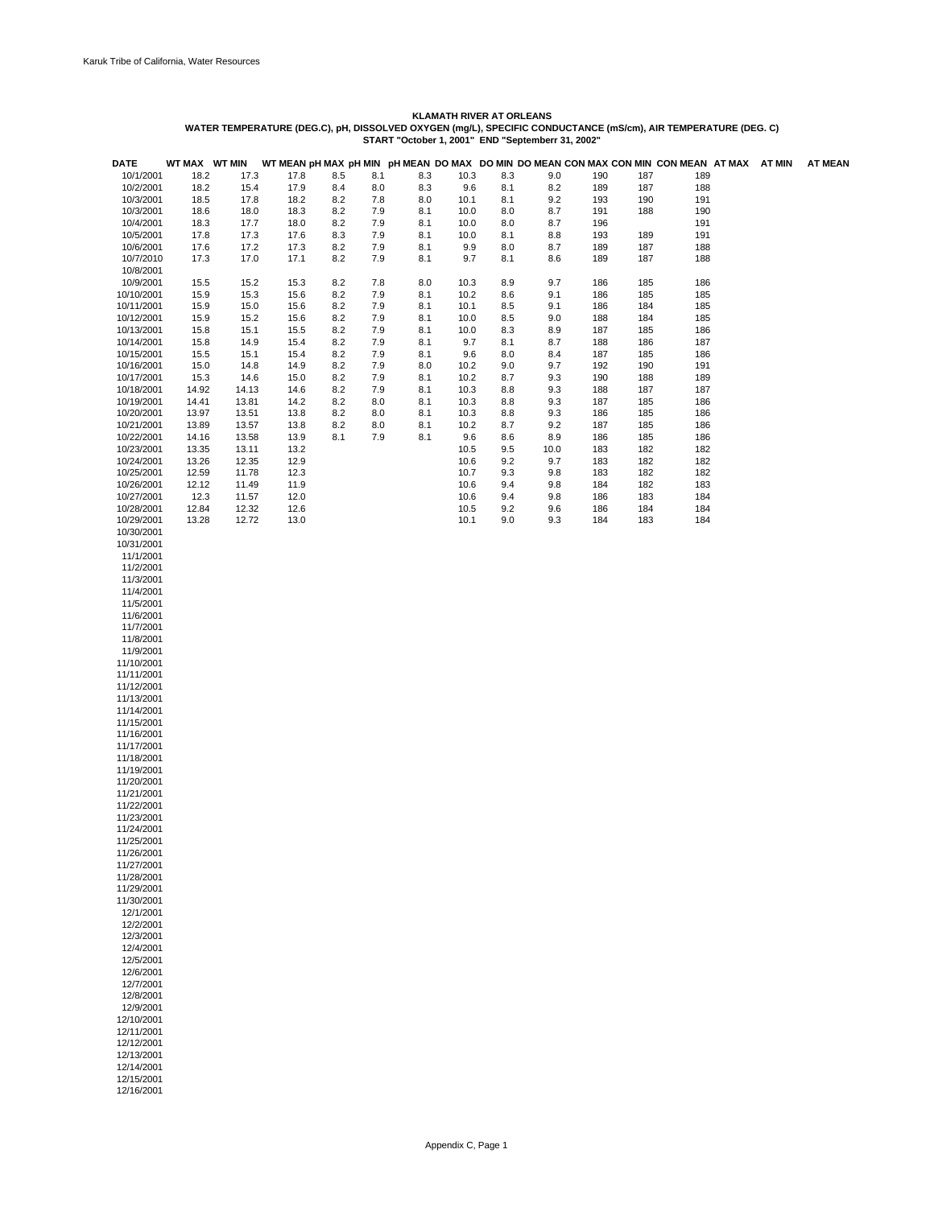## KLAMATH RIVER AT ORLEANS

### WATER TEMPERATURE (DEG.C), pH, DISSOLVED OXYGEN (mg/L), SPECIFIC CONDUCTANCE (mS/cm), AIR TEMPERATURE (DEG. C)

### START "October 1, 2001" END "Septemberr 31, 2002"

| DATE | WT MAX | WT MIN | WT MEAN | pH MAX | pH MIN | pH MEAN | DO MAX | DO MIN | DO MEAN | CON MAX | CON MIN | CON MEAN | AT MAX | AT MIN | AT MEAN |
|---|---|---|---|---|---|---|---|---|---|---|---|---|---|---|---|
| 10/1/2001 | 18.2 | 17.3 | 17.8 | 8.5 | 8.1 | 8.3 | 10.3 | 8.3 | 9.0 | 190 | 187 | 189 | | | |
| 10/2/2001 | 18.2 | 15.4 | 17.9 | 8.4 | 8.0 | 8.3 | 9.6 | 8.1 | 8.2 | 189 | 187 | 188 | | | |
| 10/3/2001 | 18.5 | 17.8 | 18.2 | 8.2 | 7.8 | 8.0 | 10.1 | 8.1 | 9.2 | 193 | 190 | 191 | | | |
| 10/3/2001 | 18.6 | 18.0 | 18.3 | 8.2 | 7.9 | 8.1 | 10.0 | 8.0 | 8.7 | 191 | 188 | 190 | | | |
| 10/4/2001 | 18.3 | 17.7 | 18.0 | 8.2 | 7.9 | 8.1 | 10.0 | 8.0 | 8.7 | 196 | | 191 | | | |
| 10/5/2001 | 17.8 | 17.3 | 17.6 | 8.3 | 7.9 | 8.1 | 10.0 | 8.1 | 8.8 | 193 | 189 | 191 | | | |
| 10/6/2001 | 17.6 | 17.2 | 17.3 | 8.2 | 7.9 | 8.1 | 9.9 | 8.0 | 8.7 | 189 | 187 | 188 | | | |
| 10/7/2010 | 17.3 | 17.0 | 17.1 | 8.2 | 7.9 | 8.1 | 9.7 | 8.1 | 8.6 | 189 | 187 | 188 | | | |
| 10/8/2001 | | | | | | | | | | | | | | | |
| 10/9/2001 | 15.5 | 15.2 | 15.3 | 8.2 | 7.8 | 8.0 | 10.3 | 8.9 | 9.7 | 186 | 185 | 186 | | | |
| 10/10/2001 | 15.9 | 15.3 | 15.6 | 8.2 | 7.9 | 8.1 | 10.2 | 8.6 | 9.1 | 186 | 185 | 185 | | | |
| 10/11/2001 | 15.9 | 15.0 | 15.6 | 8.2 | 7.9 | 8.1 | 10.1 | 8.5 | 9.1 | 186 | 184 | 185 | | | |
| 10/12/2001 | 15.9 | 15.2 | 15.6 | 8.2 | 7.9 | 8.1 | 10.0 | 8.5 | 9.0 | 188 | 184 | 185 | | | |
| 10/13/2001 | 15.8 | 15.1 | 15.5 | 8.2 | 7.9 | 8.1 | 10.0 | 8.3 | 8.9 | 187 | 185 | 186 | | | |
| 10/14/2001 | 15.8 | 14.9 | 15.4 | 8.2 | 7.9 | 8.1 | 9.7 | 8.1 | 8.7 | 188 | 186 | 187 | | | |
| 10/15/2001 | 15.5 | 15.1 | 15.4 | 8.2 | 7.9 | 8.1 | 9.6 | 8.0 | 8.4 | 187 | 185 | 186 | | | |
| 10/16/2001 | 15.0 | 14.8 | 14.9 | 8.2 | 7.9 | 8.0 | 10.2 | 9.0 | 9.7 | 192 | 190 | 191 | | | |
| 10/17/2001 | 15.3 | 14.6 | 15.0 | 8.2 | 7.9 | 8.1 | 10.2 | 8.7 | 9.3 | 190 | 188 | 189 | | | |
| 10/18/2001 | 14.92 | 14.13 | 14.6 | 8.2 | 7.9 | 8.1 | 10.3 | 8.8 | 9.3 | 188 | 187 | 187 | | | |
| 10/19/2001 | 14.41 | 13.81 | 14.2 | 8.2 | 8.0 | 8.1 | 10.3 | 8.8 | 9.3 | 187 | 185 | 186 | | | |
| 10/20/2001 | 13.97 | 13.51 | 13.8 | 8.2 | 8.0 | 8.1 | 10.3 | 8.8 | 9.3 | 186 | 185 | 186 | | | |
| 10/21/2001 | 13.89 | 13.57 | 13.8 | 8.2 | 8.0 | 8.1 | 10.2 | 8.7 | 9.2 | 187 | 185 | 186 | | | |
| 10/22/2001 | 14.16 | 13.58 | 13.9 | 8.1 | 7.9 | 8.1 | 9.6 | 8.6 | 8.9 | 186 | 185 | 186 | | | |
| 10/23/2001 | 13.35 | 13.11 | 13.2 | | | | 10.5 | 9.5 | 10.0 | 183 | 182 | 182 | | | |
| 10/24/2001 | 13.26 | 12.35 | 12.9 | | | | 10.6 | 9.2 | 9.7 | 183 | 182 | 182 | | | |
| 10/25/2001 | 12.59 | 11.78 | 12.3 | | | | 10.7 | 9.3 | 9.8 | 183 | 182 | 182 | | | |
| 10/26/2001 | 12.12 | 11.49 | 11.9 | | | | 10.6 | 9.4 | 9.8 | 184 | 182 | 183 | | | |
| 10/27/2001 | 12.3 | 11.57 | 12.0 | | | | 10.6 | 9.4 | 9.8 | 186 | 183 | 184 | | | |
| 10/28/2001 | 12.84 | 12.32 | 12.6 | | | | 10.5 | 9.2 | 9.6 | 186 | 184 | 184 | | | |
| 10/29/2001 | 13.28 | 12.72 | 13.0 | | | | 10.1 | 9.0 | 9.3 | 184 | 183 | 184 | | | |
| 10/30/2001 | | | | | | | | | | | | | | | |
| 10/31/2001 | | | | | | | | | | | | | | | |
| 11/1/2001 | | | | | | | | | | | | | | | |
| 11/2/2001 | | | | | | | | | | | | | | | |
| 11/3/2001 | | | | | | | | | | | | | | | |
| 11/4/2001 | | | | | | | | | | | | | | | |
| 11/5/2001 | | | | | | | | | | | | | | | |
| 11/6/2001 | | | | | | | | | | | | | | | |
| 11/7/2001 | | | | | | | | | | | | | | | |
| 11/8/2001 | | | | | | | | | | | | | | | |
| 11/9/2001 | | | | | | | | | | | | | | | |
| 11/10/2001 | | | | | | | | | | | | | | | |
| 11/11/2001 | | | | | | | | | | | | | | | |
| 11/12/2001 | | | | | | | | | | | | | | | |
| 11/13/2001 | | | | | | | | | | | | | | | |
| 11/14/2001 | | | | | | | | | | | | | | | |
| 11/15/2001 | | | | | | | | | | | | | | | |
| 11/16/2001 | | | | | | | | | | | | | | | |
| 11/17/2001 | | | | | | | | | | | | | | | |
| 11/18/2001 | | | | | | | | | | | | | | | |
| 11/19/2001 | | | | | | | | | | | | | | | |
| 11/20/2001 | | | | | | | | | | | | | | | |
| 11/21/2001 | | | | | | | | | | | | | | | |
| 11/22/2001 | | | | | | | | | | | | | | | |
| 11/23/2001 | | | | | | | | | | | | | | | |
| 11/24/2001 | | | | | | | | | | | | | | | |
| 11/25/2001 | | | | | | | | | | | | | | | |
| 11/26/2001 | | | | | | | | | | | | | | | |
| 11/27/2001 | | | | | | | | | | | | | | | |
| 11/28/2001 | | | | | | | | | | | | | | | |
| 11/29/2001 | | | | | | | | | | | | | | | |
| 11/30/2001 | | | | | | | | | | | | | | | |
| 12/1/2001 | | | | | | | | | | | | | | | |
| 12/2/2001 | | | | | | | | | | | | | | | |
| 12/3/2001 | | | | | | | | | | | | | | | |
| 12/4/2001 | | | | | | | | | | | | | | | |
| 12/5/2001 | | | | | | | | | | | | | | | |
| 12/6/2001 | | | | | | | | | | | | | | | |
| 12/7/2001 | | | | | | | | | | | | | | | |
| 12/8/2001 | | | | | | | | | | | | | | | |
| 12/9/2001 | | | | | | | | | | | | | | | |
| 12/10/2001 | | | | | | | | | | | | | | | |
| 12/11/2001 | | | | | | | | | | | | | | | |
| 12/12/2001 | | | | | | | | | | | | | | | |
| 12/13/2001 | | | | | | | | | | | | | | | |
| 12/14/2001 | | | | | | | | | | | | | | | |
| 12/15/2001 | | | | | | | | | | | | | | | |
| 12/16/2001 | | | | | | | | | | | | | | | |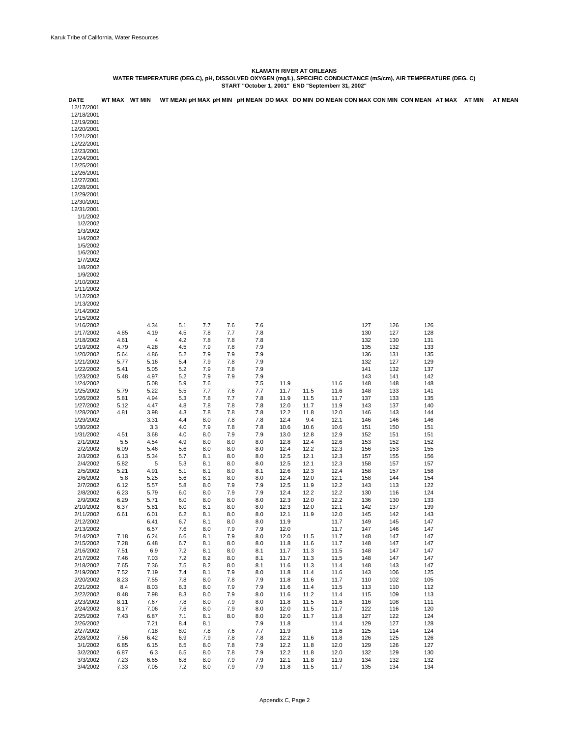**KLAMATH RIVER AT ORLEANS**
**WATER TEMPERATURE (DEG.C), pH, DISSOLVED OXYGEN (mg/L), SPECIFIC CONDUCTANCE (mS/cm), AIR TEMPERATURE (DEG. C)**
**START "October 1, 2001" END "Septemberr 31, 2002"**

| DATE | WT MAX | WT MIN | WT MEAN | pH MAX | pH MIN | pH MEAN | DO MAX | DO MIN | DO MEAN | CON MAX | CON MIN | CON MEAN | AT MAX | AT MIN | AT MEAN |
|---|---|---|---|---|---|---|---|---|---|---|---|---|---|---|---|
| 12/17/2001 | | | | | | | | | | | | | | | |
| 12/18/2001 | | | | | | | | | | | | | | | |
| 12/19/2001 | | | | | | | | | | | | | | | |
| 12/20/2001 | | | | | | | | | | | | | | | |
| 12/21/2001 | | | | | | | | | | | | | | | |
| 12/22/2001 | | | | | | | | | | | | | | | |
| 12/23/2001 | | | | | | | | | | | | | | | |
| 12/24/2001 | | | | | | | | | | | | | | | |
| 12/25/2001 | | | | | | | | | | | | | | | |
| 12/26/2001 | | | | | | | | | | | | | | | |
| 12/27/2001 | | | | | | | | | | | | | | | |
| 12/28/2001 | | | | | | | | | | | | | | | |
| 12/29/2001 | | | | | | | | | | | | | | | |
| 12/30/2001 | | | | | | | | | | | | | | | |
| 12/31/2001 | | | | | | | | | | | | | | | |
| 1/1/2002 | | | | | | | | | | | | | | | |
| 1/2/2002 | | | | | | | | | | | | | | | |
| 1/3/2002 | | | | | | | | | | | | | | | |
| 1/4/2002 | | | | | | | | | | | | | | | |
| 1/5/2002 | | | | | | | | | | | | | | | |
| 1/6/2002 | | | | | | | | | | | | | | | |
| 1/7/2002 | | | | | | | | | | | | | | | |
| 1/8/2002 | | | | | | | | | | | | | | | |
| 1/9/2002 | | | | | | | | | | | | | | | |
| 1/10/2002 | | | | | | | | | | | | | | | |
| 1/11/2002 | | | | | | | | | | | | | | | |
| 1/12/2002 | | | | | | | | | | | | | | | |
| 1/13/2002 | | | | | | | | | | | | | | | |
| 1/14/2002 | | | | | | | | | | | | | | | |
| 1/15/2002 | | | | | | | | | | | | | | | |
| 1/16/2002 | | 4.34 | 5.1 | 7.7 | 7.6 | 7.6 | | | | 127 | 126 | 126 | | | |
| 1/17/2002 | 4.85 | 4.19 | 4.5 | 7.8 | 7.7 | 7.8 | | | | 130 | 127 | 128 | | | |
| 1/18/2002 | 4.61 | 4 | 4.2 | 7.8 | 7.8 | 7.8 | | | | 132 | 130 | 131 | | | |
| 1/19/2002 | 4.79 | 4.28 | 4.5 | 7.9 | 7.8 | 7.9 | | | | 135 | 132 | 133 | | | |
| 1/20/2002 | 5.64 | 4.86 | 5.2 | 7.9 | 7.9 | 7.9 | | | | 136 | 131 | 135 | | | |
| 1/21/2002 | 5.77 | 5.16 | 5.4 | 7.9 | 7.8 | 7.9 | | | | 132 | 127 | 129 | | | |
| 1/22/2002 | 5.41 | 5.05 | 5.2 | 7.9 | 7.8 | 7.9 | | | | 141 | 132 | 137 | | | |
| 1/23/2002 | 5.48 | 4.97 | 5.2 | 7.9 | 7.9 | 7.9 | | | | 143 | 141 | 142 | | | |
| 1/24/2002 | | 5.08 | 5.9 | 7.6 | | 7.5 | 11.9 | | 11.6 | 148 | 148 | 148 | | | |
| 1/25/2002 | 5.79 | 5.22 | 5.5 | 7.7 | 7.6 | 7.7 | 11.7 | 11.5 | 11.6 | 148 | 133 | 141 | | | |
| 1/26/2002 | 5.81 | 4.94 | 5.3 | 7.8 | 7.7 | 7.8 | 11.9 | 11.5 | 11.7 | 137 | 133 | 135 | | | |
| 1/27/2002 | 5.12 | 4.47 | 4.8 | 7.8 | 7.8 | 7.8 | 12.0 | 11.7 | 11.9 | 143 | 137 | 140 | | | |
| 1/28/2002 | 4.81 | 3.98 | 4.3 | 7.8 | 7.8 | 7.8 | 12.2 | 11.8 | 12.0 | 146 | 143 | 144 | | | |
| 1/29/2002 | | 3.31 | 4.4 | 8.0 | 7.8 | 7.8 | 12.4 | 9.4 | 12.1 | 146 | 146 | 146 | | | |
| 1/30/2002 | | 3.3 | 4.0 | 7.9 | 7.8 | 7.8 | 10.6 | 10.6 | 10.6 | 151 | 150 | 151 | | | |
| 1/31/2002 | 4.51 | 3.68 | 4.0 | 8.0 | 7.9 | 7.9 | 13.0 | 12.8 | 12.9 | 152 | 151 | 151 | | | |
| 2/1/2002 | 5.5 | 4.54 | 4.9 | 8.0 | 8.0 | 8.0 | 12.8 | 12.4 | 12.6 | 153 | 152 | 152 | | | |
| 2/2/2002 | 6.09 | 5.46 | 5.6 | 8.0 | 8.0 | 8.0 | 12.4 | 12.2 | 12.3 | 156 | 153 | 155 | | | |
| 2/3/2002 | 6.13 | 5.34 | 5.7 | 8.1 | 8.0 | 8.0 | 12.5 | 12.1 | 12.3 | 157 | 155 | 156 | | | |
| 2/4/2002 | 5.82 | 5 | 5.3 | 8.1 | 8.0 | 8.0 | 12.5 | 12.1 | 12.3 | 158 | 157 | 157 | | | |
| 2/5/2002 | 5.21 | 4.91 | 5.1 | 8.1 | 8.0 | 8.1 | 12.6 | 12.3 | 12.4 | 158 | 157 | 158 | | | |
| 2/6/2002 | 5.8 | 5.25 | 5.6 | 8.1 | 8.0 | 8.0 | 12.4 | 12.0 | 12.1 | 158 | 144 | 154 | | | |
| 2/7/2002 | 6.12 | 5.57 | 5.8 | 8.0 | 7.9 | 7.9 | 12.5 | 11.9 | 12.2 | 143 | 113 | 122 | | | |
| 2/8/2002 | 6.23 | 5.79 | 6.0 | 8.0 | 7.9 | 7.9 | 12.4 | 12.2 | 12.2 | 130 | 116 | 124 | | | |
| 2/9/2002 | 6.29 | 5.71 | 6.0 | 8.0 | 8.0 | 8.0 | 12.3 | 12.0 | 12.2 | 136 | 130 | 133 | | | |
| 2/10/2002 | 6.37 | 5.81 | 6.0 | 8.1 | 8.0 | 8.0 | 12.3 | 12.0 | 12.1 | 142 | 137 | 139 | | | |
| 2/11/2002 | 6.61 | 6.01 | 6.2 | 8.1 | 8.0 | 8.0 | 12.1 | 11.9 | 12.0 | 145 | 142 | 143 | | | |
| 2/12/2002 | | 6.41 | 6.7 | 8.1 | 8.0 | 8.0 | 11.9 | | 11.7 | 149 | 145 | 147 | | | |
| 2/13/2002 | | 6.57 | 7.6 | 8.0 | 7.9 | 7.9 | 12.0 | | 11.7 | 147 | 146 | 147 | | | |
| 2/14/2002 | 7.18 | 6.24 | 6.6 | 8.1 | 7.9 | 8.0 | 12.0 | 11.5 | 11.7 | 148 | 147 | 147 | | | |
| 2/15/2002 | 7.28 | 6.48 | 6.7 | 8.1 | 8.0 | 8.0 | 11.8 | 11.6 | 11.7 | 148 | 147 | 147 | | | |
| 2/16/2002 | 7.51 | 6.9 | 7.2 | 8.1 | 8.0 | 8.1 | 11.7 | 11.3 | 11.5 | 148 | 147 | 147 | | | |
| 2/17/2002 | 7.46 | 7.03 | 7.2 | 8.2 | 8.0 | 8.1 | 11.7 | 11.3 | 11.5 | 148 | 147 | 147 | | | |
| 2/18/2002 | 7.65 | 7.36 | 7.5 | 8.2 | 8.0 | 8.1 | 11.6 | 11.3 | 11.4 | 148 | 143 | 147 | | | |
| 2/19/2002 | 7.52 | 7.19 | 7.4 | 8.1 | 7.9 | 8.0 | 11.8 | 11.4 | 11.6 | 143 | 106 | 125 | | | |
| 2/20/2002 | 8.23 | 7.55 | 7.8 | 8.0 | 7.8 | 7.9 | 11.8 | 11.6 | 11.7 | 110 | 102 | 105 | | | |
| 2/21/2002 | 8.4 | 8.03 | 8.3 | 8.0 | 7.9 | 7.9 | 11.6 | 11.4 | 11.5 | 113 | 110 | 112 | | | |
| 2/22/2002 | 8.48 | 7.98 | 8.3 | 8.0 | 7.9 | 8.0 | 11.6 | 11.2 | 11.4 | 115 | 109 | 113 | | | |
| 2/23/2002 | 8.11 | 7.67 | 7.8 | 8.0 | 7.9 | 8.0 | 11.8 | 11.5 | 11.6 | 116 | 108 | 111 | | | |
| 2/24/2002 | 8.17 | 7.06 | 7.6 | 8.0 | 7.9 | 8.0 | 12.0 | 11.5 | 11.7 | 122 | 116 | 120 | | | |
| 2/25/2002 | 7.43 | 6.87 | 7.1 | 8.1 | 8.0 | 8.0 | 12.0 | 11.7 | 11.8 | 127 | 122 | 124 | | | |
| 2/26/2002 | | 7.21 | 8.4 | 8.1 | | 7.9 | 11.8 | | 11.4 | 129 | 127 | 128 | | | |
| 2/27/2002 | | 7.18 | 8.0 | 7.8 | 7.6 | 7.7 | 11.9 | | 11.6 | 125 | 114 | 124 | | | |
| 2/28/2002 | 7.56 | 6.42 | 6.9 | 7.9 | 7.8 | 7.8 | 12.2 | 11.6 | 11.8 | 126 | 125 | 126 | | | |
| 3/1/2002 | 6.85 | 6.15 | 6.5 | 8.0 | 7.8 | 7.9 | 12.2 | 11.8 | 12.0 | 129 | 126 | 127 | | | |
| 3/2/2002 | 6.87 | 6.3 | 6.5 | 8.0 | 7.8 | 7.9 | 12.2 | 11.8 | 12.0 | 132 | 129 | 130 | | | |
| 3/3/2002 | 7.23 | 6.65 | 6.8 | 8.0 | 7.9 | 7.9 | 12.1 | 11.8 | 11.9 | 134 | 132 | 132 | | | |
| 3/4/2002 | 7.33 | 7.05 | 7.2 | 8.0 | 7.9 | 7.9 | 11.8 | 11.5 | 11.7 | 135 | 134 | 134 | | | |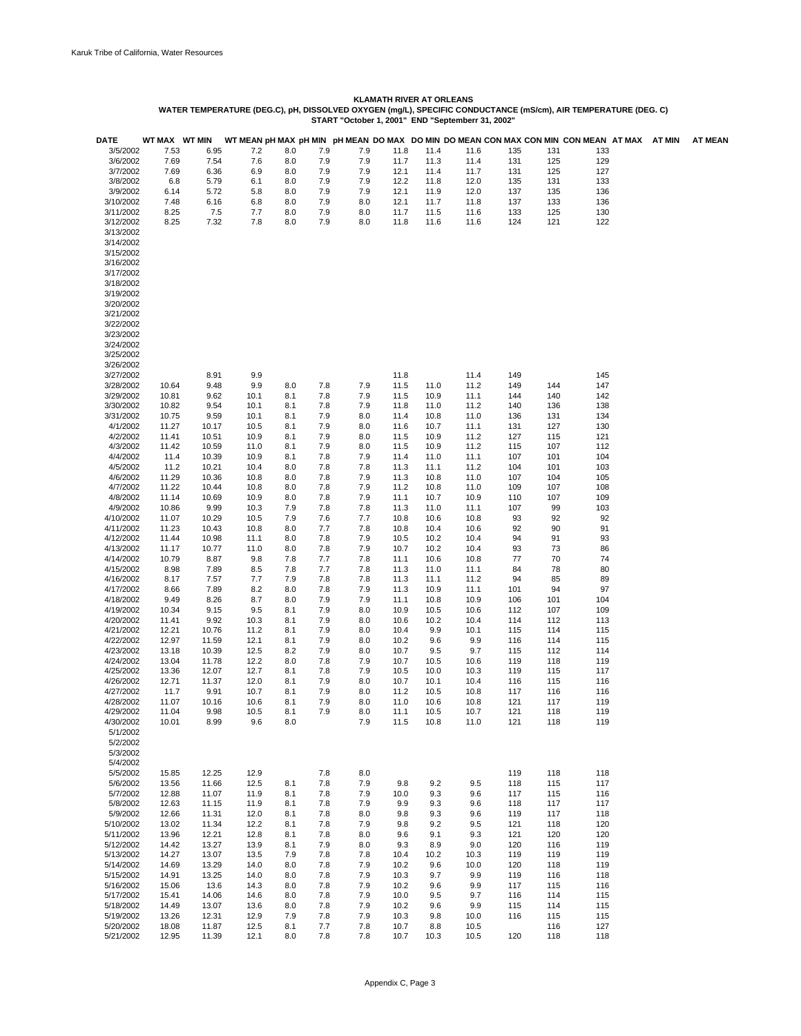**KLAMATH RIVER AT ORLEANS**

**WATER TEMPERATURE (DEG.C), pH, DISSOLVED OXYGEN (mg/L), SPECIFIC CONDUCTANCE (mS/cm), AIR TEMPERATURE (DEG. C)**

**START "October 1, 2001" END "Septemberr 31, 2002"**

| DATE | WT MAX | WT MIN | WT MEAN | pH MAX | pH MIN | pH MEAN | DO MAX | DO MIN | DO MEAN | CON MAX | CON MIN | CON MEAN | AT MAX | AT MIN | AT MEAN |
|---|---|---|---|---|---|---|---|---|---|---|---|---|---|---|---|
| 3/5/2002 | 7.53 | 6.95 | 7.2 | 8.0 | 7.9 | 7.9 | 11.8 | 11.4 | 11.6 | 135 | 131 | 133 | | | |
| 3/6/2002 | 7.69 | 7.54 | 7.6 | 8.0 | 7.9 | 7.9 | 11.7 | 11.3 | 11.4 | 131 | 125 | 129 | | | |
| 3/7/2002 | 7.69 | 6.36 | 6.9 | 8.0 | 7.9 | 7.9 | 12.1 | 11.4 | 11.7 | 131 | 125 | 127 | | | |
| 3/8/2002 | 6.8 | 5.79 | 6.1 | 8.0 | 7.9 | 7.9 | 12.2 | 11.8 | 12.0 | 135 | 131 | 133 | | | |
| 3/9/2002 | 6.14 | 5.72 | 5.8 | 8.0 | 7.9 | 7.9 | 12.1 | 11.9 | 12.0 | 137 | 135 | 136 | | | |
| 3/10/2002 | 7.48 | 6.16 | 6.8 | 8.0 | 7.9 | 8.0 | 12.1 | 11.7 | 11.8 | 137 | 133 | 136 | | | |
| 3/11/2002 | 8.25 | 7.5 | 7.7 | 8.0 | 7.9 | 8.0 | 11.7 | 11.5 | 11.6 | 133 | 125 | 130 | | | |
| 3/12/2002 | 8.25 | 7.32 | 7.8 | 8.0 | 7.9 | 8.0 | 11.8 | 11.6 | 11.6 | 124 | 121 | 122 | | | |
| 3/13/2002 | | | | | | | | | | | | | | | |
| 3/14/2002 | | | | | | | | | | | | | | | |
| 3/15/2002 | | | | | | | | | | | | | | | |
| 3/16/2002 | | | | | | | | | | | | | | | |
| 3/17/2002 | | | | | | | | | | | | | | | |
| 3/18/2002 | | | | | | | | | | | | | | | |
| 3/19/2002 | | | | | | | | | | | | | | | |
| 3/20/2002 | | | | | | | | | | | | | | | |
| 3/21/2002 | | | | | | | | | | | | | | | |
| 3/22/2002 | | | | | | | | | | | | | | | |
| 3/23/2002 | | | | | | | | | | | | | | | |
| 3/24/2002 | | | | | | | | | | | | | | | |
| 3/25/2002 | | | | | | | | | | | | | | | |
| 3/26/2002 | | | | | | | | | | | | | | | |
| 3/27/2002 | | 8.91 | 9.9 | | | | 11.8 | | 11.4 | 149 | | 145 | | | |
| 3/28/2002 | 10.64 | 9.48 | 9.9 | 8.0 | 7.8 | 7.9 | 11.5 | 11.0 | 11.2 | 149 | 144 | 147 | | | |
| 3/29/2002 | 10.81 | 9.62 | 10.1 | 8.1 | 7.8 | 7.9 | 11.5 | 10.9 | 11.1 | 144 | 140 | 142 | | | |
| 3/30/2002 | 10.82 | 9.54 | 10.1 | 8.1 | 7.8 | 7.9 | 11.8 | 11.0 | 11.2 | 140 | 136 | 138 | | | |
| 3/31/2002 | 10.75 | 9.59 | 10.1 | 8.1 | 7.9 | 8.0 | 11.4 | 10.8 | 11.0 | 136 | 131 | 134 | | | |
| 4/1/2002 | 11.27 | 10.17 | 10.5 | 8.1 | 7.9 | 8.0 | 11.6 | 10.7 | 11.1 | 131 | 127 | 130 | | | |
| 4/2/2002 | 11.41 | 10.51 | 10.9 | 8.1 | 7.9 | 8.0 | 11.5 | 10.9 | 11.2 | 127 | 115 | 121 | | | |
| 4/3/2002 | 11.42 | 10.59 | 11.0 | 8.1 | 7.9 | 8.0 | 11.5 | 10.9 | 11.2 | 115 | 107 | 112 | | | |
| 4/4/2002 | 11.4 | 10.39 | 10.9 | 8.1 | 7.8 | 7.9 | 11.4 | 11.0 | 11.1 | 107 | 101 | 104 | | | |
| 4/5/2002 | 11.2 | 10.21 | 10.4 | 8.0 | 7.8 | 7.8 | 11.3 | 11.1 | 11.2 | 104 | 101 | 103 | | | |
| 4/6/2002 | 11.29 | 10.36 | 10.8 | 8.0 | 7.8 | 7.9 | 11.3 | 10.8 | 11.0 | 107 | 104 | 105 | | | |
| 4/7/2002 | 11.22 | 10.44 | 10.8 | 8.0 | 7.8 | 7.9 | 11.2 | 10.8 | 11.0 | 109 | 107 | 108 | | | |
| 4/8/2002 | 11.14 | 10.69 | 10.9 | 8.0 | 7.8 | 7.9 | 11.1 | 10.7 | 10.9 | 110 | 107 | 109 | | | |
| 4/9/2002 | 10.86 | 9.99 | 10.3 | 7.9 | 7.8 | 7.8 | 11.3 | 11.0 | 11.1 | 107 | 99 | 103 | | | |
| 4/10/2002 | 11.07 | 10.29 | 10.5 | 7.9 | 7.6 | 7.7 | 10.8 | 10.6 | 10.8 | 93 | 92 | 92 | | | |
| 4/11/2002 | 11.23 | 10.43 | 10.8 | 8.0 | 7.7 | 7.8 | 10.8 | 10.4 | 10.6 | 92 | 90 | 91 | | | |
| 4/12/2002 | 11.44 | 10.98 | 11.1 | 8.0 | 7.8 | 7.9 | 10.5 | 10.2 | 10.4 | 94 | 91 | 93 | | | |
| 4/13/2002 | 11.17 | 10.77 | 11.0 | 8.0 | 7.8 | 7.9 | 10.7 | 10.2 | 10.4 | 93 | 73 | 86 | | | |
| 4/14/2002 | 10.79 | 8.87 | 9.8 | 7.8 | 7.7 | 7.8 | 11.1 | 10.6 | 10.8 | 77 | 70 | 74 | | | |
| 4/15/2002 | 8.98 | 7.89 | 8.5 | 7.8 | 7.7 | 7.8 | 11.3 | 11.0 | 11.1 | 84 | 78 | 80 | | | |
| 4/16/2002 | 8.17 | 7.57 | 7.7 | 7.9 | 7.8 | 7.8 | 11.3 | 11.1 | 11.2 | 94 | 85 | 89 | | | |
| 4/17/2002 | 8.66 | 7.89 | 8.2 | 8.0 | 7.8 | 7.9 | 11.3 | 10.9 | 11.1 | 101 | 94 | 97 | | | |
| 4/18/2002 | 9.49 | 8.26 | 8.7 | 8.0 | 7.9 | 7.9 | 11.1 | 10.8 | 10.9 | 106 | 101 | 104 | | | |
| 4/19/2002 | 10.34 | 9.15 | 9.5 | 8.1 | 7.9 | 8.0 | 10.9 | 10.5 | 10.6 | 112 | 107 | 109 | | | |
| 4/20/2002 | 11.41 | 9.92 | 10.3 | 8.1 | 7.9 | 8.0 | 10.6 | 10.2 | 10.4 | 114 | 112 | 113 | | | |
| 4/21/2002 | 12.21 | 10.76 | 11.2 | 8.1 | 7.9 | 8.0 | 10.4 | 9.9 | 10.1 | 115 | 114 | 115 | | | |
| 4/22/2002 | 12.97 | 11.59 | 12.1 | 8.1 | 7.9 | 8.0 | 10.2 | 9.6 | 9.9 | 116 | 114 | 115 | | | |
| 4/23/2002 | 13.18 | 10.39 | 12.5 | 8.2 | 7.9 | 8.0 | 10.7 | 9.5 | 9.7 | 115 | 112 | 114 | | | |
| 4/24/2002 | 13.04 | 11.78 | 12.2 | 8.0 | 7.8 | 7.9 | 10.7 | 10.5 | 10.6 | 119 | 118 | 119 | | | |
| 4/25/2002 | 13.36 | 12.07 | 12.7 | 8.1 | 7.8 | 7.9 | 10.5 | 10.0 | 10.3 | 119 | 115 | 117 | | | |
| 4/26/2002 | 12.71 | 11.37 | 12.0 | 8.1 | 7.9 | 8.0 | 10.7 | 10.1 | 10.4 | 116 | 115 | 116 | | | |
| 4/27/2002 | 11.7 | 9.91 | 10.7 | 8.1 | 7.9 | 8.0 | 11.2 | 10.5 | 10.8 | 117 | 116 | 116 | | | |
| 4/28/2002 | 11.07 | 10.16 | 10.6 | 8.1 | 7.9 | 8.0 | 11.0 | 10.6 | 10.8 | 121 | 117 | 119 | | | |
| 4/29/2002 | 11.04 | 9.98 | 10.5 | 8.1 | 7.9 | 8.0 | 11.1 | 10.5 | 10.7 | 121 | 118 | 119 | | | |
| 4/30/2002 | 10.01 | 8.99 | 9.6 | 8.0 | | 7.9 | 11.5 | 10.8 | 11.0 | 121 | 118 | 119 | | | |
| 5/1/2002 | | | | | | | | | | | | | | | |
| 5/2/2002 | | | | | | | | | | | | | | | |
| 5/3/2002 | | | | | | | | | | | | | | | |
| 5/4/2002 | | | | | | | | | | | | | | | |
| 5/5/2002 | 15.85 | 12.25 | 12.9 | | 7.8 | 8.0 | | | | 119 | 118 | 118 | | | |
| 5/6/2002 | 13.56 | 11.66 | 12.5 | 8.1 | 7.8 | 7.9 | 9.8 | 9.2 | 9.5 | 118 | 115 | 117 | | | |
| 5/7/2002 | 12.88 | 11.07 | 11.9 | 8.1 | 7.8 | 7.9 | 10.0 | 9.3 | 9.6 | 117 | 115 | 116 | | | |
| 5/8/2002 | 12.63 | 11.15 | 11.9 | 8.1 | 7.8 | 7.9 | 9.9 | 9.3 | 9.6 | 118 | 117 | 117 | | | |
| 5/9/2002 | 12.66 | 11.31 | 12.0 | 8.1 | 7.8 | 8.0 | 9.8 | 9.3 | 9.6 | 119 | 117 | 118 | | | |
| 5/10/2002 | 13.02 | 11.34 | 12.2 | 8.1 | 7.8 | 7.9 | 9.8 | 9.2 | 9.5 | 121 | 118 | 120 | | | |
| 5/11/2002 | 13.96 | 12.21 | 12.8 | 8.1 | 7.8 | 8.0 | 9.6 | 9.1 | 9.3 | 121 | 120 | 120 | | | |
| 5/12/2002 | 14.42 | 13.27 | 13.9 | 8.1 | 7.9 | 8.0 | 9.3 | 8.9 | 9.0 | 120 | 116 | 119 | | | |
| 5/13/2002 | 14.27 | 13.07 | 13.5 | 7.9 | 7.8 | 7.8 | 10.4 | 10.2 | 10.3 | 119 | 119 | 119 | | | |
| 5/14/2002 | 14.69 | 13.29 | 14.0 | 8.0 | 7.8 | 7.9 | 10.2 | 9.6 | 10.0 | 120 | 118 | 119 | | | |
| 5/15/2002 | 14.91 | 13.25 | 14.0 | 8.0 | 7.8 | 7.9 | 10.3 | 9.7 | 9.9 | 119 | 116 | 118 | | | |
| 5/16/2002 | 15.06 | 13.6 | 14.3 | 8.0 | 7.8 | 7.9 | 10.2 | 9.6 | 9.9 | 117 | 115 | 116 | | | |
| 5/17/2002 | 15.41 | 14.06 | 14.6 | 8.0 | 7.8 | 7.9 | 10.0 | 9.5 | 9.7 | 116 | 114 | 115 | | | |
| 5/18/2002 | 14.49 | 13.07 | 13.6 | 8.0 | 7.8 | 7.9 | 10.2 | 9.6 | 9.9 | 115 | 114 | 115 | | | |
| 5/19/2002 | 13.26 | 12.31 | 12.9 | 7.9 | 7.8 | 7.9 | 10.3 | 9.8 | 10.0 | 116 | 115 | 115 | | | |
| 5/20/2002 | 18.08 | 11.87 | 12.5 | 8.1 | 7.7 | 7.8 | 10.7 | 8.8 | 10.5 | | 116 | 127 | | | |
| 5/21/2002 | 12.95 | 11.39 | 12.1 | 8.0 | 7.8 | 7.8 | 10.7 | 10.3 | 10.5 | 120 | 118 | 118 | | | |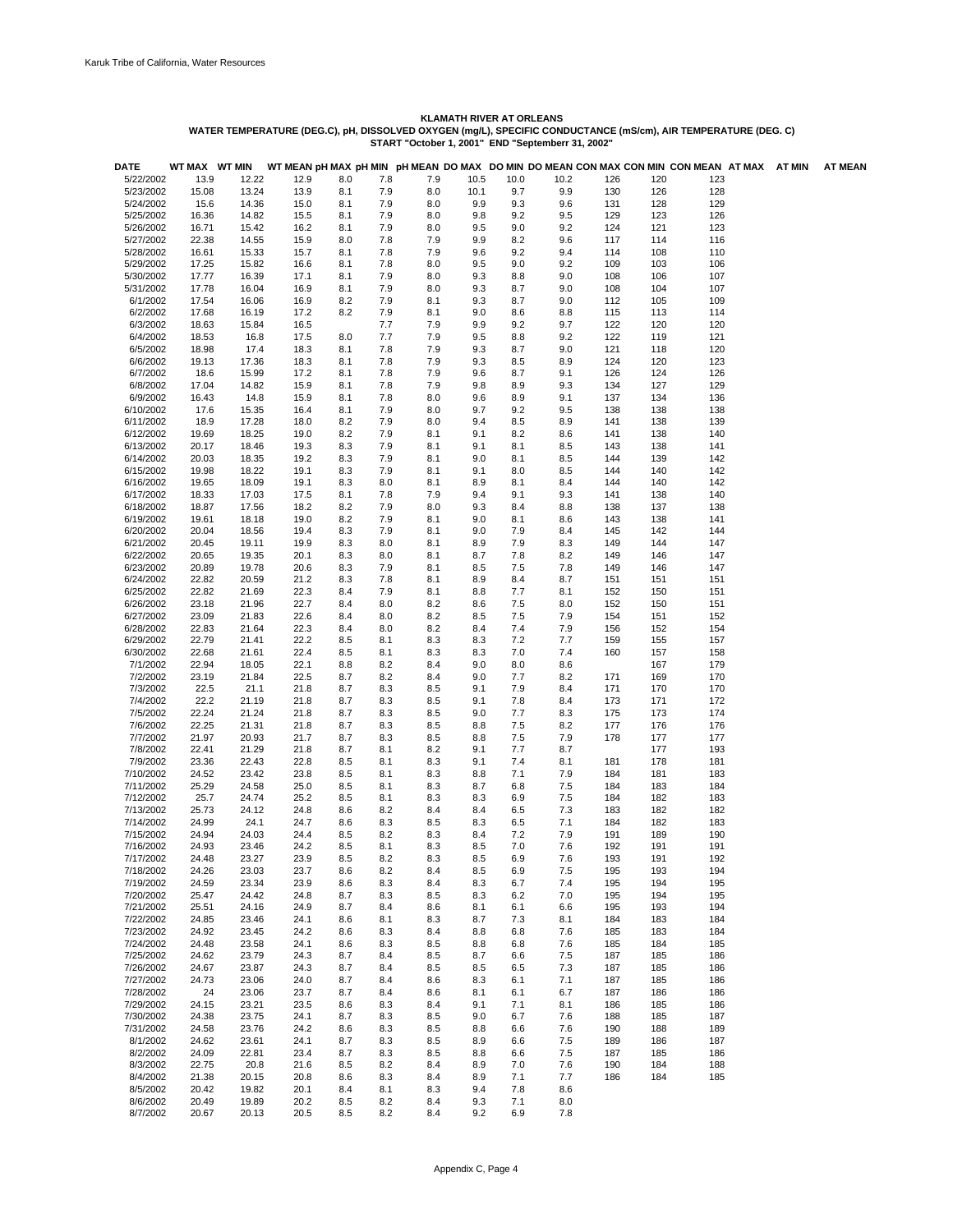Karuk Tribe of California, Water Resources

**KLAMATH RIVER AT ORLEANS**
**WATER TEMPERATURE (DEG.C), pH, DISSOLVED OXYGEN (mg/L), SPECIFIC CONDUCTANCE (mS/cm), AIR TEMPERATURE (DEG. C)**
**START "October 1, 2001" END "Septemberr 31, 2002"**

| DATE | WT MAX | WT MIN | WT MEAN | pH MAX | pH MIN | pH MEAN | DO MAX | DO MIN | DO MEAN | CON MAX | CON MIN | CON MEAN | AT MAX | AT MIN | AT MEAN |
|---|---|---|---|---|---|---|---|---|---|---|---|---|---|---|---|
| 5/22/2002 | 13.9 | 12.22 | 12.9 | 8.0 | 7.8 | 7.9 | 10.5 | 10.0 | 10.2 | 126 | 120 | 123 | | | |
| 5/23/2002 | 15.08 | 13.24 | 13.9 | 8.1 | 7.9 | 8.0 | 10.1 | 9.7 | 9.9 | 130 | 126 | 128 | | | |
| 5/24/2002 | 15.6 | 14.36 | 15.0 | 8.1 | 7.9 | 8.0 | 9.9 | 9.3 | 9.6 | 131 | 128 | 129 | | | |
| 5/25/2002 | 16.36 | 14.82 | 15.5 | 8.1 | 7.9 | 8.0 | 9.8 | 9.2 | 9.5 | 129 | 123 | 126 | | | |
| 5/26/2002 | 16.71 | 15.42 | 16.2 | 8.1 | 7.9 | 8.0 | 9.5 | 9.0 | 9.2 | 124 | 121 | 123 | | | |
| 5/27/2002 | 22.38 | 14.55 | 15.9 | 8.0 | 7.8 | 7.9 | 9.9 | 8.2 | 9.6 | 117 | 114 | 116 | | | |
| 5/28/2002 | 16.61 | 15.33 | 15.7 | 8.1 | 7.8 | 7.9 | 9.6 | 9.2 | 9.4 | 114 | 108 | 110 | | | |
| 5/29/2002 | 17.25 | 15.82 | 16.6 | 8.1 | 7.8 | 8.0 | 9.5 | 9.0 | 9.2 | 109 | 103 | 106 | | | |
| 5/30/2002 | 17.77 | 16.39 | 17.1 | 8.1 | 7.9 | 8.0 | 9.3 | 8.8 | 9.0 | 108 | 106 | 107 | | | |
| 5/31/2002 | 17.78 | 16.04 | 16.9 | 8.1 | 7.9 | 8.0 | 9.3 | 8.7 | 9.0 | 108 | 104 | 107 | | | |
| 6/1/2002 | 17.54 | 16.06 | 16.9 | 8.2 | 7.9 | 8.1 | 9.3 | 8.7 | 9.0 | 112 | 105 | 109 | | | |
| 6/2/2002 | 17.68 | 16.19 | 17.2 | 8.2 | 7.9 | 8.1 | 9.0 | 8.6 | 8.8 | 115 | 113 | 114 | | | |
| 6/3/2002 | 18.63 | 15.84 | 16.5 | | 7.7 | 7.9 | 9.9 | 9.2 | 9.7 | 122 | 120 | 120 | | | |
| 6/4/2002 | 18.53 | 16.8 | 17.5 | 8.0 | 7.7 | 7.9 | 9.5 | 8.8 | 9.2 | 122 | 119 | 121 | | | |
| 6/5/2002 | 18.98 | 17.4 | 18.3 | 8.1 | 7.8 | 7.9 | 9.3 | 8.7 | 9.0 | 121 | 118 | 120 | | | |
| 6/6/2002 | 19.13 | 17.36 | 18.3 | 8.1 | 7.8 | 7.9 | 9.3 | 8.5 | 8.9 | 124 | 120 | 123 | | | |
| 6/7/2002 | 18.6 | 15.99 | 17.2 | 8.1 | 7.8 | 7.9 | 9.6 | 8.7 | 9.1 | 126 | 124 | 126 | | | |
| 6/8/2002 | 17.04 | 14.82 | 15.9 | 8.1 | 7.8 | 7.9 | 9.8 | 8.9 | 9.3 | 134 | 127 | 129 | | | |
| 6/9/2002 | 16.43 | 14.8 | 15.9 | 8.1 | 7.8 | 8.0 | 9.6 | 8.9 | 9.1 | 137 | 134 | 136 | | | |
| 6/10/2002 | 17.6 | 15.35 | 16.4 | 8.1 | 7.9 | 8.0 | 9.7 | 9.2 | 9.5 | 138 | 138 | 138 | | | |
| 6/11/2002 | 18.9 | 17.28 | 18.0 | 8.2 | 7.9 | 8.0 | 9.4 | 8.5 | 8.9 | 141 | 138 | 139 | | | |
| 6/12/2002 | 19.69 | 18.25 | 19.0 | 8.2 | 7.9 | 8.1 | 9.1 | 8.2 | 8.6 | 141 | 138 | 140 | | | |
| 6/13/2002 | 20.17 | 18.46 | 19.3 | 8.3 | 7.9 | 8.1 | 9.1 | 8.1 | 8.5 | 143 | 138 | 141 | | | |
| 6/14/2002 | 20.03 | 18.35 | 19.2 | 8.3 | 7.9 | 8.1 | 9.0 | 8.1 | 8.5 | 144 | 139 | 142 | | | |
| 6/15/2002 | 19.98 | 18.22 | 19.1 | 8.3 | 7.9 | 8.1 | 9.1 | 8.0 | 8.5 | 144 | 140 | 142 | | | |
| 6/16/2002 | 19.65 | 18.09 | 19.1 | 8.3 | 8.0 | 8.1 | 8.9 | 8.1 | 8.4 | 144 | 140 | 142 | | | |
| 6/17/2002 | 18.33 | 17.03 | 17.5 | 8.1 | 7.8 | 7.9 | 9.4 | 9.1 | 9.3 | 141 | 138 | 140 | | | |
| 6/18/2002 | 18.87 | 17.56 | 18.2 | 8.2 | 7.9 | 8.0 | 9.3 | 8.4 | 8.8 | 138 | 137 | 138 | | | |
| 6/19/2002 | 19.61 | 18.18 | 19.0 | 8.2 | 7.9 | 8.1 | 9.0 | 8.1 | 8.6 | 143 | 138 | 141 | | | |
| 6/20/2002 | 20.04 | 18.56 | 19.4 | 8.3 | 7.9 | 8.1 | 9.0 | 7.9 | 8.4 | 145 | 142 | 144 | | | |
| 6/21/2002 | 20.45 | 19.11 | 19.9 | 8.3 | 8.0 | 8.1 | 8.9 | 7.9 | 8.3 | 149 | 144 | 147 | | | |
| 6/22/2002 | 20.65 | 19.35 | 20.1 | 8.3 | 8.0 | 8.1 | 8.7 | 7.8 | 8.2 | 149 | 146 | 147 | | | |
| 6/23/2002 | 20.89 | 19.78 | 20.6 | 8.3 | 7.9 | 8.1 | 8.5 | 7.5 | 7.8 | 149 | 146 | 147 | | | |
| 6/24/2002 | 22.82 | 20.59 | 21.2 | 8.3 | 7.8 | 8.1 | 8.9 | 8.4 | 8.7 | 151 | 151 | 151 | | | |
| 6/25/2002 | 22.82 | 21.69 | 22.3 | 8.4 | 7.9 | 8.1 | 8.8 | 7.7 | 8.1 | 152 | 150 | 151 | | | |
| 6/26/2002 | 23.18 | 21.96 | 22.7 | 8.4 | 8.0 | 8.2 | 8.6 | 7.5 | 8.0 | 152 | 150 | 151 | | | |
| 6/27/2002 | 23.09 | 21.83 | 22.6 | 8.4 | 8.0 | 8.2 | 8.5 | 7.5 | 7.9 | 154 | 151 | 152 | | | |
| 6/28/2002 | 22.83 | 21.64 | 22.3 | 8.4 | 8.0 | 8.2 | 8.4 | 7.4 | 7.9 | 156 | 152 | 154 | | | |
| 6/29/2002 | 22.79 | 21.41 | 22.2 | 8.5 | 8.1 | 8.3 | 8.3 | 7.2 | 7.7 | 159 | 155 | 157 | | | |
| 6/30/2002 | 22.68 | 21.61 | 22.4 | 8.5 | 8.1 | 8.3 | 8.3 | 7.0 | 7.4 | 160 | 157 | 158 | | | |
| 7/1/2002 | 22.94 | 18.05 | 22.1 | 8.8 | 8.2 | 8.4 | 9.0 | 8.0 | 8.6 | | 167 | 179 | | | |
| 7/2/2002 | 23.19 | 21.84 | 22.5 | 8.7 | 8.2 | 8.4 | 9.0 | 7.7 | 8.2 | 171 | 169 | 170 | | | |
| 7/3/2002 | 22.5 | 21.1 | 21.8 | 8.7 | 8.3 | 8.5 | 9.1 | 7.9 | 8.4 | 171 | 170 | 170 | | | |
| 7/4/2002 | 22.2 | 21.19 | 21.8 | 8.7 | 8.3 | 8.5 | 9.1 | 7.8 | 8.4 | 173 | 171 | 172 | | | |
| 7/5/2002 | 22.24 | 21.24 | 21.8 | 8.7 | 8.3 | 8.5 | 9.0 | 7.7 | 8.3 | 175 | 173 | 174 | | | |
| 7/6/2002 | 22.25 | 21.31 | 21.8 | 8.7 | 8.3 | 8.5 | 8.8 | 7.5 | 8.2 | 177 | 176 | 176 | | | |
| 7/7/2002 | 21.97 | 20.93 | 21.7 | 8.7 | 8.3 | 8.5 | 8.8 | 7.5 | 7.9 | 178 | 177 | 177 | | | |
| 7/8/2002 | 22.41 | 21.29 | 21.8 | 8.7 | 8.1 | 8.2 | 9.1 | 7.7 | 8.7 | | 177 | 193 | | | |
| 7/9/2002 | 23.36 | 22.43 | 22.8 | 8.5 | 8.1 | 8.3 | 9.1 | 7.4 | 8.1 | 181 | 178 | 181 | | | |
| 7/10/2002 | 24.52 | 23.42 | 23.8 | 8.5 | 8.1 | 8.3 | 8.8 | 7.1 | 7.9 | 184 | 181 | 183 | | | |
| 7/11/2002 | 25.29 | 24.58 | 25.0 | 8.5 | 8.1 | 8.3 | 8.7 | 6.8 | 7.5 | 184 | 183 | 184 | | | |
| 7/12/2002 | 25.7 | 24.74 | 25.2 | 8.5 | 8.1 | 8.3 | 8.3 | 6.9 | 7.5 | 184 | 182 | 183 | | | |
| 7/13/2002 | 25.73 | 24.12 | 24.8 | 8.6 | 8.2 | 8.4 | 8.4 | 6.5 | 7.3 | 183 | 182 | 182 | | | |
| 7/14/2002 | 24.99 | 24.1 | 24.7 | 8.6 | 8.3 | 8.5 | 8.3 | 6.5 | 7.1 | 184 | 182 | 183 | | | |
| 7/15/2002 | 24.94 | 24.03 | 24.4 | 8.5 | 8.2 | 8.3 | 8.4 | 7.2 | 7.9 | 191 | 189 | 190 | | | |
| 7/16/2002 | 24.93 | 23.46 | 24.2 | 8.5 | 8.1 | 8.3 | 8.5 | 7.0 | 7.6 | 192 | 191 | 191 | | | |
| 7/17/2002 | 24.48 | 23.27 | 23.9 | 8.5 | 8.2 | 8.3 | 8.5 | 6.9 | 7.6 | 193 | 191 | 192 | | | |
| 7/18/2002 | 24.26 | 23.03 | 23.7 | 8.6 | 8.2 | 8.4 | 8.5 | 6.9 | 7.5 | 195 | 193 | 194 | | | |
| 7/19/2002 | 24.59 | 23.34 | 23.9 | 8.6 | 8.3 | 8.4 | 8.3 | 6.7 | 7.4 | 195 | 194 | 195 | | | |
| 7/20/2002 | 25.47 | 24.42 | 24.8 | 8.7 | 8.3 | 8.5 | 8.3 | 6.2 | 7.0 | 195 | 194 | 195 | | | |
| 7/21/2002 | 25.51 | 24.16 | 24.9 | 8.7 | 8.4 | 8.6 | 8.1 | 6.1 | 6.6 | 195 | 193 | 194 | | | |
| 7/22/2002 | 24.85 | 23.46 | 24.1 | 8.6 | 8.1 | 8.3 | 8.7 | 7.3 | 8.1 | 184 | 183 | 184 | | | |
| 7/23/2002 | 24.92 | 23.45 | 24.2 | 8.6 | 8.3 | 8.4 | 8.8 | 6.8 | 7.6 | 185 | 183 | 184 | | | |
| 7/24/2002 | 24.48 | 23.58 | 24.1 | 8.6 | 8.3 | 8.5 | 8.8 | 6.8 | 7.6 | 185 | 184 | 185 | | | |
| 7/25/2002 | 24.62 | 23.79 | 24.3 | 8.7 | 8.4 | 8.5 | 8.7 | 6.6 | 7.5 | 187 | 185 | 186 | | | |
| 7/26/2002 | 24.67 | 23.87 | 24.3 | 8.7 | 8.4 | 8.5 | 8.5 | 6.5 | 7.3 | 187 | 185 | 186 | | | |
| 7/27/2002 | 24.73 | 23.06 | 24.0 | 8.7 | 8.4 | 8.6 | 8.3 | 6.1 | 7.1 | 187 | 185 | 186 | | | |
| 7/28/2002 | 24 | 23.06 | 23.7 | 8.7 | 8.4 | 8.6 | 8.1 | 6.1 | 6.7 | 187 | 186 | 186 | | | |
| 7/29/2002 | 24.15 | 23.21 | 23.5 | 8.6 | 8.3 | 8.4 | 9.1 | 7.1 | 8.1 | 186 | 185 | 186 | | | |
| 7/30/2002 | 24.38 | 23.75 | 24.1 | 8.7 | 8.3 | 8.5 | 9.0 | 6.7 | 7.6 | 188 | 185 | 187 | | | |
| 7/31/2002 | 24.58 | 23.76 | 24.2 | 8.6 | 8.3 | 8.5 | 8.8 | 6.6 | 7.6 | 190 | 188 | 189 | | | |
| 8/1/2002 | 24.62 | 23.61 | 24.1 | 8.7 | 8.3 | 8.5 | 8.9 | 6.6 | 7.5 | 189 | 186 | 187 | | | |
| 8/2/2002 | 24.09 | 22.81 | 23.4 | 8.7 | 8.3 | 8.5 | 8.8 | 6.6 | 7.5 | 187 | 185 | 186 | | | |
| 8/3/2002 | 22.75 | 20.8 | 21.6 | 8.5 | 8.2 | 8.4 | 8.9 | 7.0 | 7.6 | 190 | 184 | 188 | | | |
| 8/4/2002 | 21.38 | 20.15 | 20.8 | 8.6 | 8.3 | 8.4 | 8.9 | 7.1 | 7.7 | 186 | 184 | 185 | | | |
| 8/5/2002 | 20.42 | 19.82 | 20.1 | 8.4 | 8.1 | 8.3 | 9.4 | 7.8 | 8.6 | | | | | | |
| 8/6/2002 | 20.49 | 19.89 | 20.2 | 8.5 | 8.2 | 8.4 | 9.3 | 7.1 | 8.0 | | | | | | |
| 8/7/2002 | 20.67 | 20.13 | 20.5 | 8.5 | 8.2 | 8.4 | 9.2 | 6.9 | 7.8 | | | | | | |

Appendix C, Page 4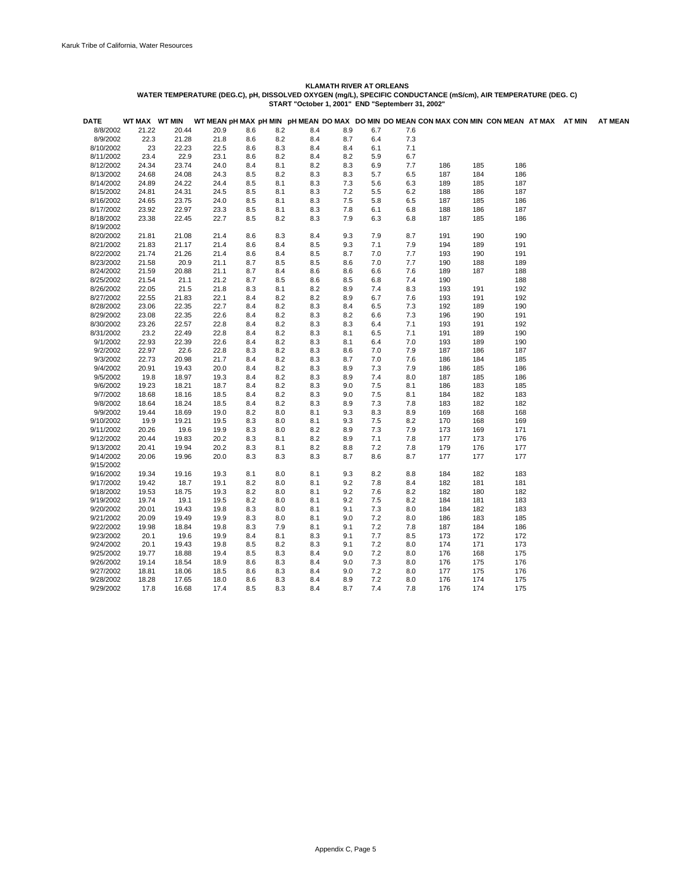Karuk Tribe of California, Water Resources

**KLAMATH RIVER AT ORLEANS**
**WATER TEMPERATURE (DEG.C), pH, DISSOLVED OXYGEN (mg/L), SPECIFIC CONDUCTANCE (mS/cm), AIR TEMPERATURE (DEG. C)**
**START "October 1, 2001" END "Septemberr 31, 2002"**

| DATE | WT MAX | WT MIN | WT MEAN | pH MAX | pH MIN | pH MEAN | DO MAX | DO MIN | DO MEAN | CON MAX | CON MIN | CON MEAN | AT MAX | AT MIN | AT MEAN |
|---|---|---|---|---|---|---|---|---|---|---|---|---|---|---|---|
| 8/8/2002 | 21.22 | 20.44 | 20.9 | 8.6 | 8.2 | 8.4 | 8.9 | 6.7 | 7.6 | | | | | | |
| 8/9/2002 | 22.3 | 21.28 | 21.8 | 8.6 | 8.2 | 8.4 | 8.7 | 6.4 | 7.3 | | | | | | |
| 8/10/2002 | 23 | 22.23 | 22.5 | 8.6 | 8.3 | 8.4 | 8.4 | 6.1 | 7.1 | | | | | | |
| 8/11/2002 | 23.4 | 22.9 | 23.1 | 8.6 | 8.2 | 8.4 | 8.2 | 5.9 | 6.7 | | | | | | |
| 8/12/2002 | 24.34 | 23.74 | 24.0 | 8.4 | 8.1 | 8.2 | 8.3 | 6.9 | 7.7 | 186 | 185 | 186 | | | |
| 8/13/2002 | 24.68 | 24.08 | 24.3 | 8.5 | 8.2 | 8.3 | 8.3 | 5.7 | 6.5 | 187 | 184 | 186 | | | |
| 8/14/2002 | 24.89 | 24.22 | 24.4 | 8.5 | 8.1 | 8.3 | 7.3 | 5.6 | 6.3 | 189 | 185 | 187 | | | |
| 8/15/2002 | 24.81 | 24.31 | 24.5 | 8.5 | 8.1 | 8.3 | 7.2 | 5.5 | 6.2 | 188 | 186 | 187 | | | |
| 8/16/2002 | 24.65 | 23.75 | 24.0 | 8.5 | 8.1 | 8.3 | 7.5 | 5.8 | 6.5 | 187 | 185 | 186 | | | |
| 8/17/2002 | 23.92 | 22.97 | 23.3 | 8.5 | 8.1 | 8.3 | 7.8 | 6.1 | 6.8 | 188 | 186 | 187 | | | |
| 8/18/2002 | 23.38 | 22.45 | 22.7 | 8.5 | 8.2 | 8.3 | 7.9 | 6.3 | 6.8 | 187 | 185 | 186 | | | |
| 8/19/2002 | | | | | | | | | | | | | | | |
| 8/20/2002 | 21.81 | 21.08 | 21.4 | 8.6 | 8.3 | 8.4 | 9.3 | 7.9 | 8.7 | 191 | 190 | 190 | | | |
| 8/21/2002 | 21.83 | 21.17 | 21.4 | 8.6 | 8.4 | 8.5 | 9.3 | 7.1 | 7.9 | 194 | 189 | 191 | | | |
| 8/22/2002 | 21.74 | 21.26 | 21.4 | 8.6 | 8.4 | 8.5 | 8.7 | 7.0 | 7.7 | 193 | 190 | 191 | | | |
| 8/23/2002 | 21.58 | 20.9 | 21.1 | 8.7 | 8.5 | 8.5 | 8.6 | 7.0 | 7.7 | 190 | 188 | 189 | | | |
| 8/24/2002 | 21.59 | 20.88 | 21.1 | 8.7 | 8.4 | 8.6 | 8.6 | 6.6 | 7.6 | 189 | 187 | 188 | | | |
| 8/25/2002 | 21.54 | 21.1 | 21.2 | 8.7 | 8.5 | 8.6 | 8.5 | 6.8 | 7.4 | 190 | | 188 | | | |
| 8/26/2002 | 22.05 | 21.5 | 21.8 | 8.3 | 8.1 | 8.2 | 8.9 | 7.4 | 8.3 | 193 | 191 | 192 | | | |
| 8/27/2002 | 22.55 | 21.83 | 22.1 | 8.4 | 8.2 | 8.2 | 8.9 | 6.7 | 7.6 | 193 | 191 | 192 | | | |
| 8/28/2002 | 23.06 | 22.35 | 22.7 | 8.4 | 8.2 | 8.3 | 8.4 | 6.5 | 7.3 | 192 | 189 | 190 | | | |
| 8/29/2002 | 23.08 | 22.35 | 22.6 | 8.4 | 8.2 | 8.3 | 8.2 | 6.6 | 7.3 | 196 | 190 | 191 | | | |
| 8/30/2002 | 23.26 | 22.57 | 22.8 | 8.4 | 8.2 | 8.3 | 8.3 | 6.4 | 7.1 | 193 | 191 | 192 | | | |
| 8/31/2002 | 23.2 | 22.49 | 22.8 | 8.4 | 8.2 | 8.3 | 8.1 | 6.5 | 7.1 | 191 | 189 | 190 | | | |
| 9/1/2002 | 22.93 | 22.39 | 22.6 | 8.4 | 8.2 | 8.3 | 8.1 | 6.4 | 7.0 | 193 | 189 | 190 | | | |
| 9/2/2002 | 22.97 | 22.6 | 22.8 | 8.3 | 8.2 | 8.3 | 8.6 | 7.0 | 7.9 | 187 | 186 | 187 | | | |
| 9/3/2002 | 22.73 | 20.98 | 21.7 | 8.4 | 8.2 | 8.3 | 8.7 | 7.0 | 7.6 | 186 | 184 | 185 | | | |
| 9/4/2002 | 20.91 | 19.43 | 20.0 | 8.4 | 8.2 | 8.3 | 8.9 | 7.3 | 7.9 | 186 | 185 | 186 | | | |
| 9/5/2002 | 19.8 | 18.97 | 19.3 | 8.4 | 8.2 | 8.3 | 8.9 | 7.4 | 8.0 | 187 | 185 | 186 | | | |
| 9/6/2002 | 19.23 | 18.21 | 18.7 | 8.4 | 8.2 | 8.3 | 9.0 | 7.5 | 8.1 | 186 | 183 | 185 | | | |
| 9/7/2002 | 18.68 | 18.16 | 18.5 | 8.4 | 8.2 | 8.3 | 9.0 | 7.5 | 8.1 | 184 | 182 | 183 | | | |
| 9/8/2002 | 18.64 | 18.24 | 18.5 | 8.4 | 8.2 | 8.3 | 8.9 | 7.3 | 7.8 | 183 | 182 | 182 | | | |
| 9/9/2002 | 19.44 | 18.69 | 19.0 | 8.2 | 8.0 | 8.1 | 9.3 | 8.3 | 8.9 | 169 | 168 | 168 | | | |
| 9/10/2002 | 19.9 | 19.21 | 19.5 | 8.3 | 8.0 | 8.1 | 9.3 | 7.5 | 8.2 | 170 | 168 | 169 | | | |
| 9/11/2002 | 20.26 | 19.6 | 19.9 | 8.3 | 8.0 | 8.2 | 8.9 | 7.3 | 7.9 | 173 | 169 | 171 | | | |
| 9/12/2002 | 20.44 | 19.83 | 20.2 | 8.3 | 8.1 | 8.2 | 8.9 | 7.1 | 7.8 | 177 | 173 | 176 | | | |
| 9/13/2002 | 20.41 | 19.94 | 20.2 | 8.3 | 8.1 | 8.2 | 8.8 | 7.2 | 7.8 | 179 | 176 | 177 | | | |
| 9/14/2002 | 20.06 | 19.96 | 20.0 | 8.3 | 8.3 | 8.3 | 8.7 | 8.6 | 8.7 | 177 | 177 | 177 | | | |
| 9/15/2002 | | | | | | | | | | | | | | | |
| 9/16/2002 | 19.34 | 19.16 | 19.3 | 8.1 | 8.0 | 8.1 | 9.3 | 8.2 | 8.8 | 184 | 182 | 183 | | | |
| 9/17/2002 | 19.42 | 18.7 | 19.1 | 8.2 | 8.0 | 8.1 | 9.2 | 7.8 | 8.4 | 182 | 181 | 181 | | | |
| 9/18/2002 | 19.53 | 18.75 | 19.3 | 8.2 | 8.0 | 8.1 | 9.2 | 7.6 | 8.2 | 182 | 180 | 182 | | | |
| 9/19/2002 | 19.74 | 19.1 | 19.5 | 8.2 | 8.0 | 8.1 | 9.2 | 7.5 | 8.2 | 184 | 181 | 183 | | | |
| 9/20/2002 | 20.01 | 19.43 | 19.8 | 8.3 | 8.0 | 8.1 | 9.1 | 7.3 | 8.0 | 184 | 182 | 183 | | | |
| 9/21/2002 | 20.09 | 19.49 | 19.9 | 8.3 | 8.0 | 8.1 | 9.0 | 7.2 | 8.0 | 186 | 183 | 185 | | | |
| 9/22/2002 | 19.98 | 18.84 | 19.8 | 8.3 | 7.9 | 8.1 | 9.1 | 7.2 | 7.8 | 187 | 184 | 186 | | | |
| 9/23/2002 | 20.1 | 19.6 | 19.9 | 8.4 | 8.1 | 8.3 | 9.1 | 7.7 | 8.5 | 173 | 172 | 172 | | | |
| 9/24/2002 | 20.1 | 19.43 | 19.8 | 8.5 | 8.2 | 8.3 | 9.1 | 7.2 | 8.0 | 174 | 171 | 173 | | | |
| 9/25/2002 | 19.77 | 18.88 | 19.4 | 8.5 | 8.3 | 8.4 | 9.0 | 7.2 | 8.0 | 176 | 168 | 175 | | | |
| 9/26/2002 | 19.14 | 18.54 | 18.9 | 8.6 | 8.3 | 8.4 | 9.0 | 7.3 | 8.0 | 176 | 175 | 176 | | | |
| 9/27/2002 | 18.81 | 18.06 | 18.5 | 8.6 | 8.3 | 8.4 | 9.0 | 7.2 | 8.0 | 177 | 175 | 176 | | | |
| 9/28/2002 | 18.28 | 17.65 | 18.0 | 8.6 | 8.3 | 8.4 | 8.9 | 7.2 | 8.0 | 176 | 174 | 175 | | | |
| 9/29/2002 | 17.8 | 16.68 | 17.4 | 8.5 | 8.3 | 8.4 | 8.7 | 7.4 | 7.8 | 176 | 174 | 175 | | | |

Appendix C, Page 5